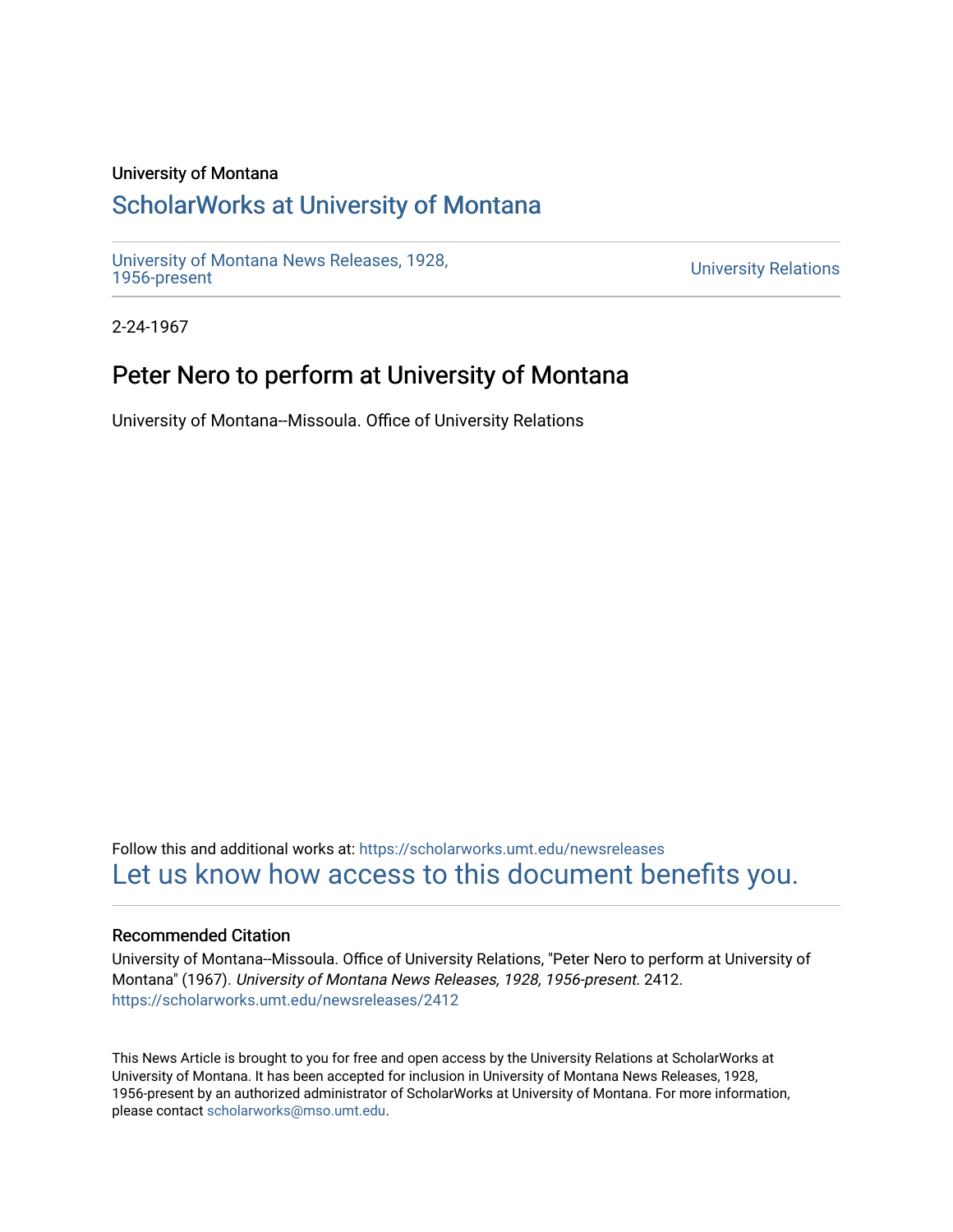University of Montana

# ScholarWorks at University of Montana

University of Montana News Releases, 1928, 1956-present

University Relations

2-24-1967

## Peter Nero to perform at University of Montana

University of Montana--Missoula. Office of University Relations

Follow this and additional works at: https://scholarworks.umt.edu/newsreleases

Let us know how access to this document benefits you.

### Recommended Citation

University of Montana--Missoula. Office of University Relations, "Peter Nero to perform at University of Montana" (1967). *University of Montana News Releases, 1928, 1956-present*. 2412.
https://scholarworks.umt.edu/newsreleases/2412

This News Article is brought to you for free and open access by the University Relations at ScholarWorks at University of Montana. It has been accepted for inclusion in University of Montana News Releases, 1928, 1956-present by an authorized administrator of ScholarWorks at University of Montana. For more information, please contact scholarworks@mso.umt.edu.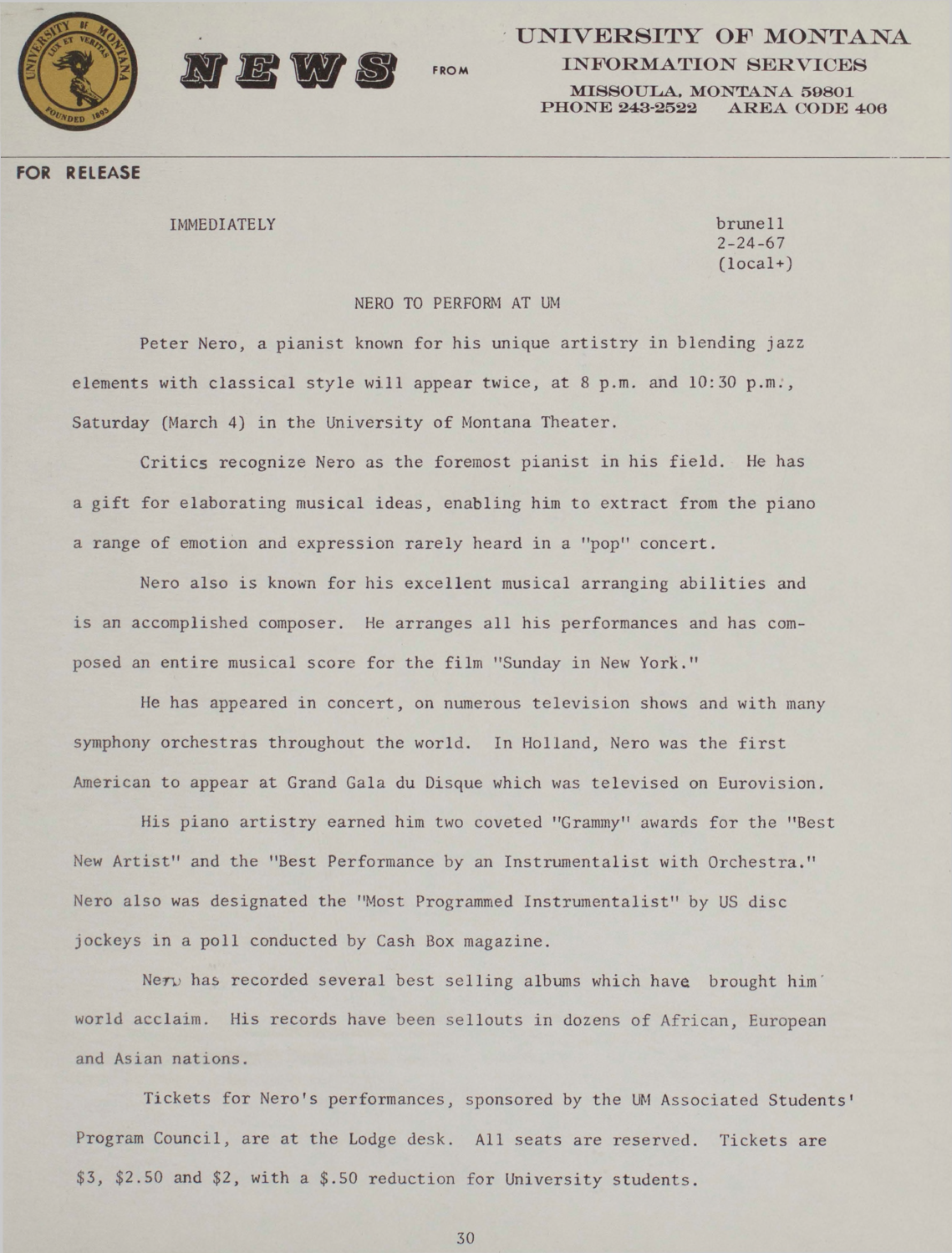NEWS FROM

UNIVERSITY OF MONTANA
INFORMATION SERVICES
MISSOULA, MONTANA 59801
PHONE 243-2522 AREA CODE 406

**FOR RELEASE**

IMMEDIATELY

brunell
2-24-67
(local+)

NERO TO PERFORM AT UM

Peter Nero, a pianist known for his unique artistry in blending jazz elements with classical style will appear twice, at 8 p.m. and 10:30 p.m., Saturday (March 4) in the University of Montana Theater.

Critics recognize Nero as the foremost pianist in his field. He has a gift for elaborating musical ideas, enabling him to extract from the piano a range of emotion and expression rarely heard in a "pop" concert.

Nero also is known for his excellent musical arranging abilities and is an accomplished composer. He arranges all his performances and has composed an entire musical score for the film "Sunday in New York."

He has appeared in concert, on numerous television shows and with many symphony orchestras throughout the world. In Holland, Nero was the first American to appear at Grand Gala du Disque which was televised on Eurovision.

His piano artistry earned him two coveted "Grammy" awards for the "Best New Artist" and the "Best Performance by an Instrumentalist with Orchestra." Nero also was designated the "Most Programmed Instrumentalist" by US disc jockeys in a poll conducted by Cash Box magazine.

Nero has recorded several best selling albums which have brought him world acclaim. His records have been sellouts in dozens of African, European and Asian nations.

Tickets for Nero's performances, sponsored by the UM Associated Students' Program Council, are at the Lodge desk. All seats are reserved. Tickets are $3, $2.50 and $2, with a $.50 reduction for University students.